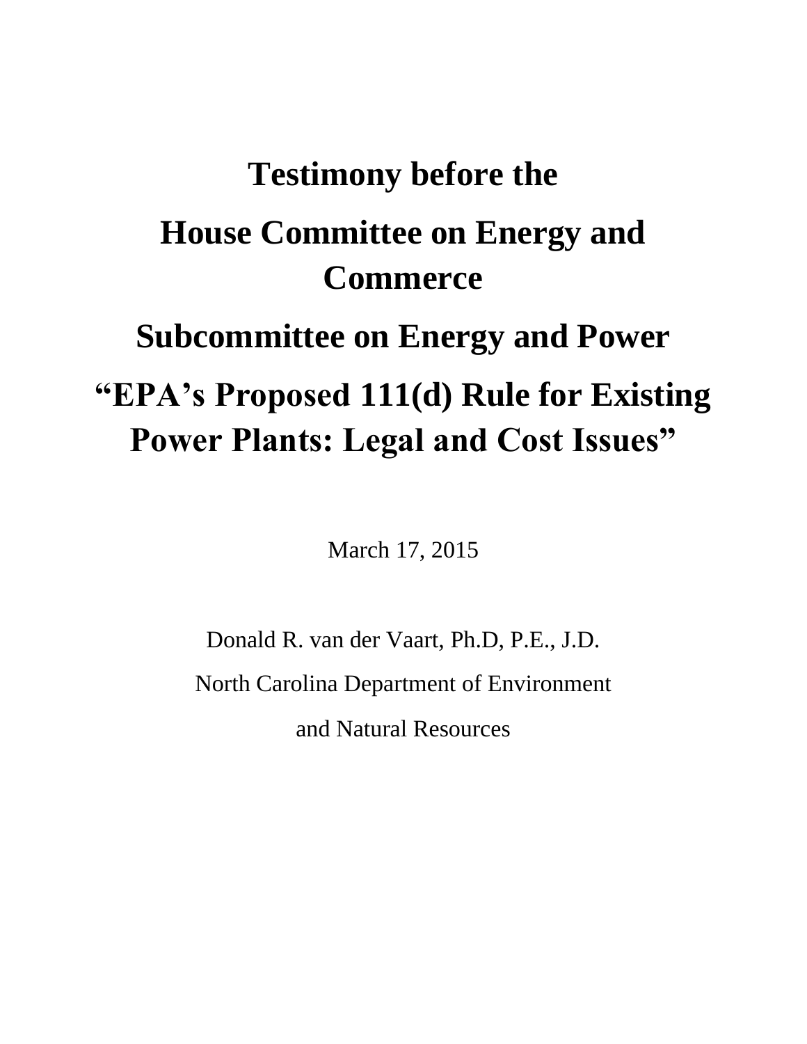# Testimony before the

# House Committee on Energy and Commerce

# Subcommittee on Energy and Power

# "EPA's Proposed 111(d) Rule for Existing Power Plants: Legal and Cost Issues"

March 17, 2015

Donald R. van der Vaart, Ph.D, P.E., J.D.

North Carolina Department of Environment

and Natural Resources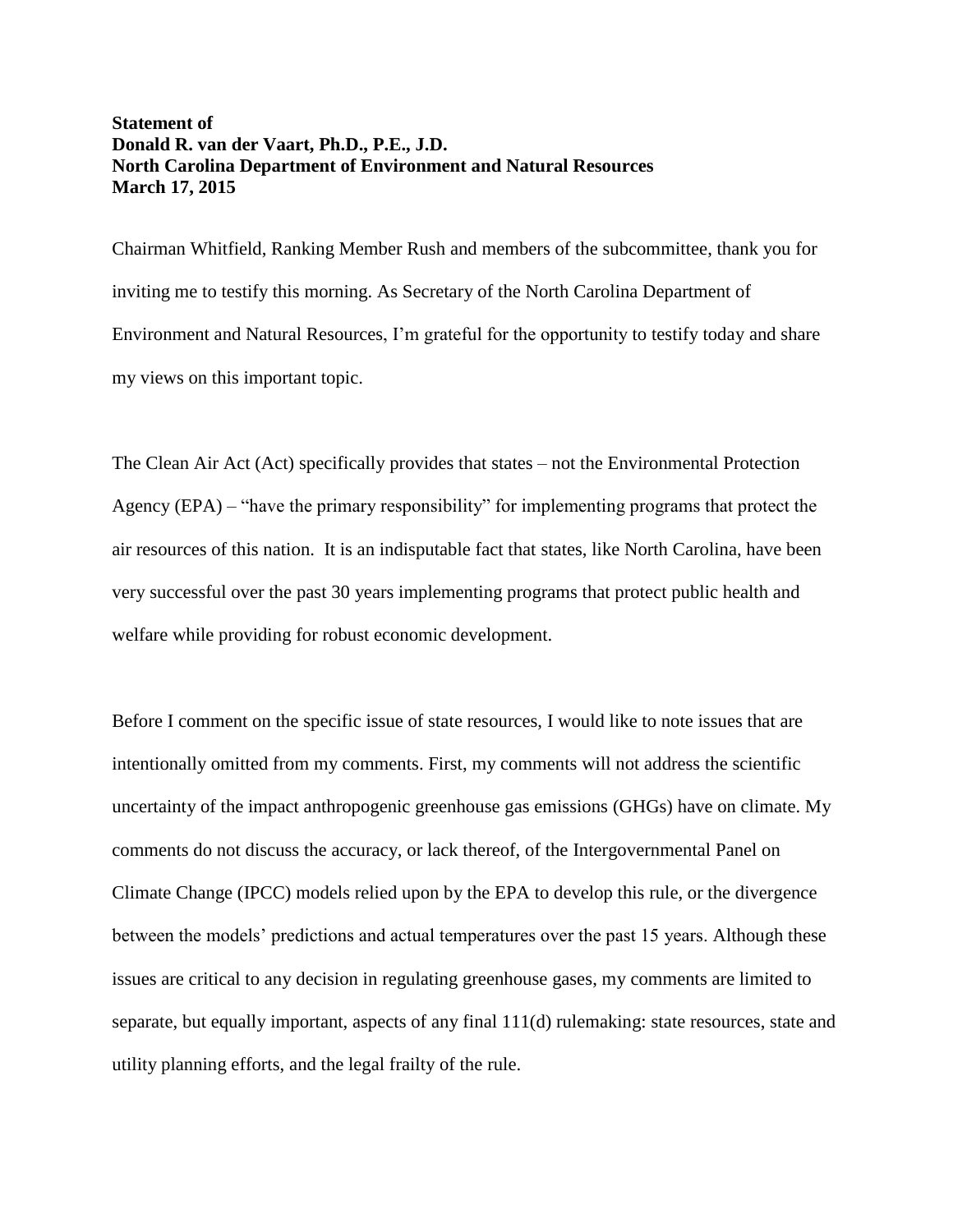**Statement of**
**Donald R. van der Vaart, Ph.D., P.E., J.D.**
**North Carolina Department of Environment and Natural Resources**
**March 17, 2015**

Chairman Whitfield, Ranking Member Rush and members of the subcommittee, thank you for inviting me to testify this morning. As Secretary of the North Carolina Department of Environment and Natural Resources, I'm grateful for the opportunity to testify today and share my views on this important topic.

The Clean Air Act (Act) specifically provides that states – not the Environmental Protection Agency (EPA) – "have the primary responsibility" for implementing programs that protect the air resources of this nation. It is an indisputable fact that states, like North Carolina, have been very successful over the past 30 years implementing programs that protect public health and welfare while providing for robust economic development.

Before I comment on the specific issue of state resources, I would like to note issues that are intentionally omitted from my comments. First, my comments will not address the scientific uncertainty of the impact anthropogenic greenhouse gas emissions (GHGs) have on climate. My comments do not discuss the accuracy, or lack thereof, of the Intergovernmental Panel on Climate Change (IPCC) models relied upon by the EPA to develop this rule, or the divergence between the models' predictions and actual temperatures over the past 15 years. Although these issues are critical to any decision in regulating greenhouse gases, my comments are limited to separate, but equally important, aspects of any final 111(d) rulemaking: state resources, state and utility planning efforts, and the legal frailty of the rule.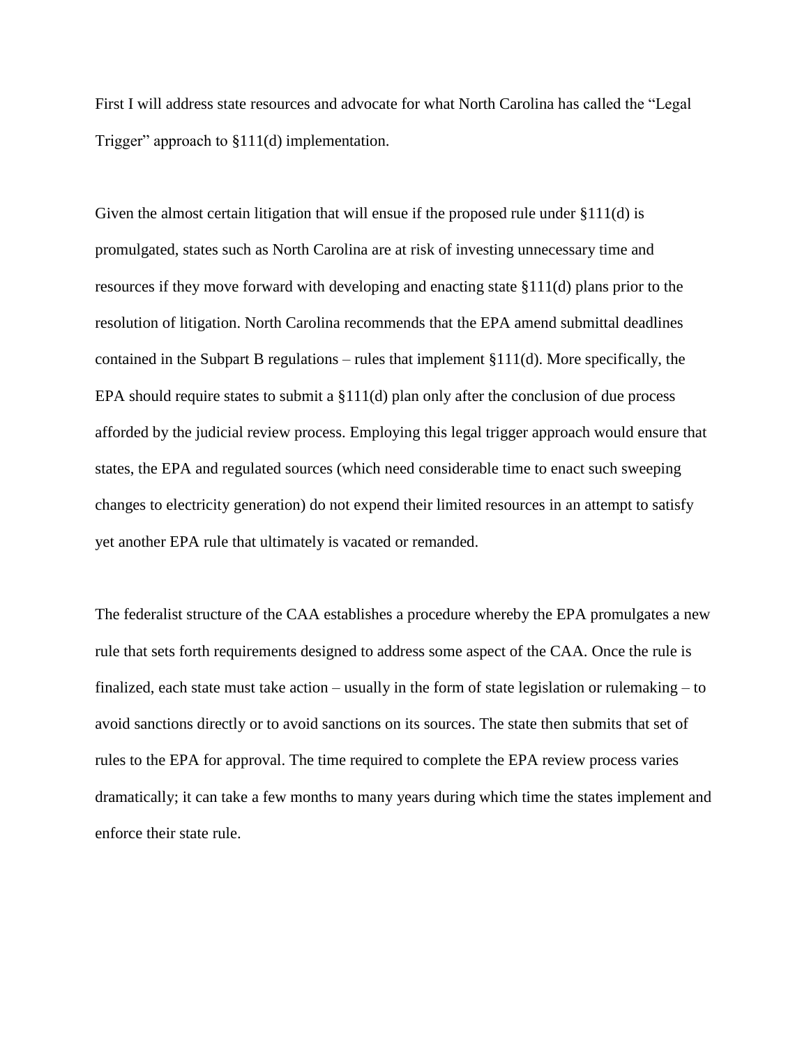First I will address state resources and advocate for what North Carolina has called the "Legal Trigger" approach to §111(d) implementation.

Given the almost certain litigation that will ensue if the proposed rule under §111(d) is promulgated, states such as North Carolina are at risk of investing unnecessary time and resources if they move forward with developing and enacting state §111(d) plans prior to the resolution of litigation. North Carolina recommends that the EPA amend submittal deadlines contained in the Subpart B regulations – rules that implement §111(d). More specifically, the EPA should require states to submit a §111(d) plan only after the conclusion of due process afforded by the judicial review process. Employing this legal trigger approach would ensure that states, the EPA and regulated sources (which need considerable time to enact such sweeping changes to electricity generation) do not expend their limited resources in an attempt to satisfy yet another EPA rule that ultimately is vacated or remanded.

The federalist structure of the CAA establishes a procedure whereby the EPA promulgates a new rule that sets forth requirements designed to address some aspect of the CAA. Once the rule is finalized, each state must take action – usually in the form of state legislation or rulemaking – to avoid sanctions directly or to avoid sanctions on its sources. The state then submits that set of rules to the EPA for approval. The time required to complete the EPA review process varies dramatically; it can take a few months to many years during which time the states implement and enforce their state rule.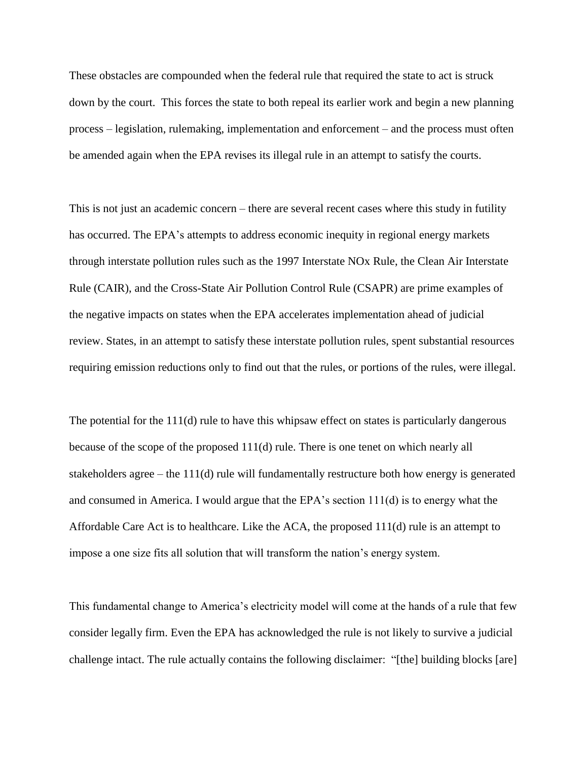These obstacles are compounded when the federal rule that required the state to act is struck down by the court. This forces the state to both repeal its earlier work and begin a new planning process – legislation, rulemaking, implementation and enforcement – and the process must often be amended again when the EPA revises its illegal rule in an attempt to satisfy the courts.

This is not just an academic concern – there are several recent cases where this study in futility has occurred. The EPA's attempts to address economic inequity in regional energy markets through interstate pollution rules such as the 1997 Interstate NOx Rule, the Clean Air Interstate Rule (CAIR), and the Cross-State Air Pollution Control Rule (CSAPR) are prime examples of the negative impacts on states when the EPA accelerates implementation ahead of judicial review. States, in an attempt to satisfy these interstate pollution rules, spent substantial resources requiring emission reductions only to find out that the rules, or portions of the rules, were illegal.

The potential for the 111(d) rule to have this whipsaw effect on states is particularly dangerous because of the scope of the proposed 111(d) rule. There is one tenet on which nearly all stakeholders agree – the 111(d) rule will fundamentally restructure both how energy is generated and consumed in America. I would argue that the EPA's section 111(d) is to energy what the Affordable Care Act is to healthcare. Like the ACA, the proposed 111(d) rule is an attempt to impose a one size fits all solution that will transform the nation's energy system.

This fundamental change to America's electricity model will come at the hands of a rule that few consider legally firm. Even the EPA has acknowledged the rule is not likely to survive a judicial challenge intact. The rule actually contains the following disclaimer: "[the] building blocks [are]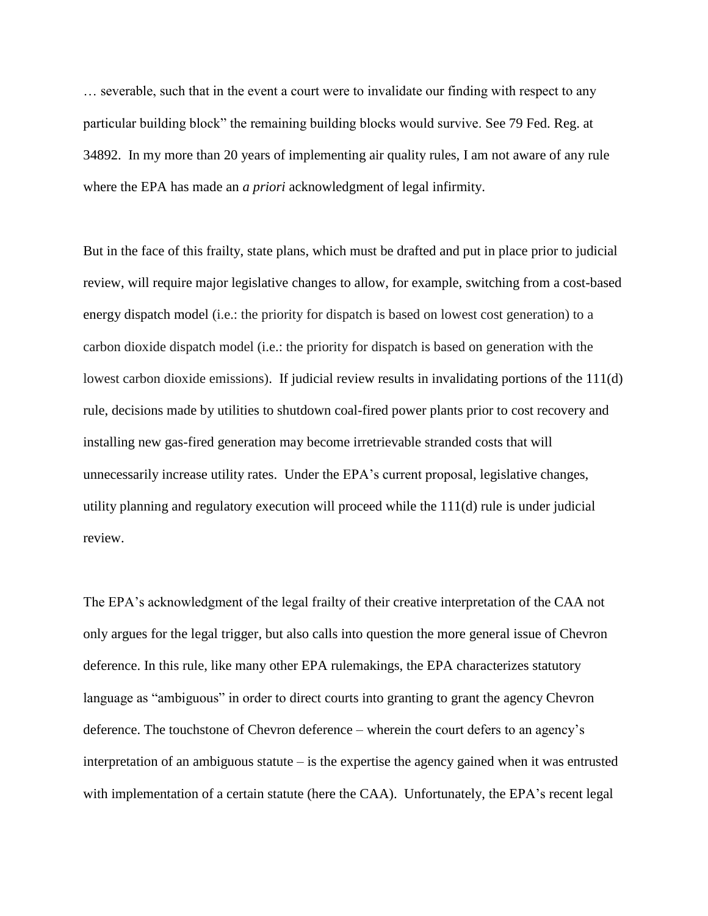… severable, such that in the event a court were to invalidate our finding with respect to any particular building block" the remaining building blocks would survive. See 79 Fed. Reg. at 34892. In my more than 20 years of implementing air quality rules, I am not aware of any rule where the EPA has made an *a priori* acknowledgment of legal infirmity.

But in the face of this frailty, state plans, which must be drafted and put in place prior to judicial review, will require major legislative changes to allow, for example, switching from a cost-based energy dispatch model (i.e.: the priority for dispatch is based on lowest cost generation) to a carbon dioxide dispatch model (i.e.: the priority for dispatch is based on generation with the lowest carbon dioxide emissions). If judicial review results in invalidating portions of the 111(d) rule, decisions made by utilities to shutdown coal-fired power plants prior to cost recovery and installing new gas-fired generation may become irretrievable stranded costs that will unnecessarily increase utility rates. Under the EPA's current proposal, legislative changes, utility planning and regulatory execution will proceed while the 111(d) rule is under judicial review.

The EPA's acknowledgment of the legal frailty of their creative interpretation of the CAA not only argues for the legal trigger, but also calls into question the more general issue of Chevron deference. In this rule, like many other EPA rulemakings, the EPA characterizes statutory language as "ambiguous" in order to direct courts into granting to grant the agency Chevron deference. The touchstone of Chevron deference – wherein the court defers to an agency's interpretation of an ambiguous statute – is the expertise the agency gained when it was entrusted with implementation of a certain statute (here the CAA). Unfortunately, the EPA's recent legal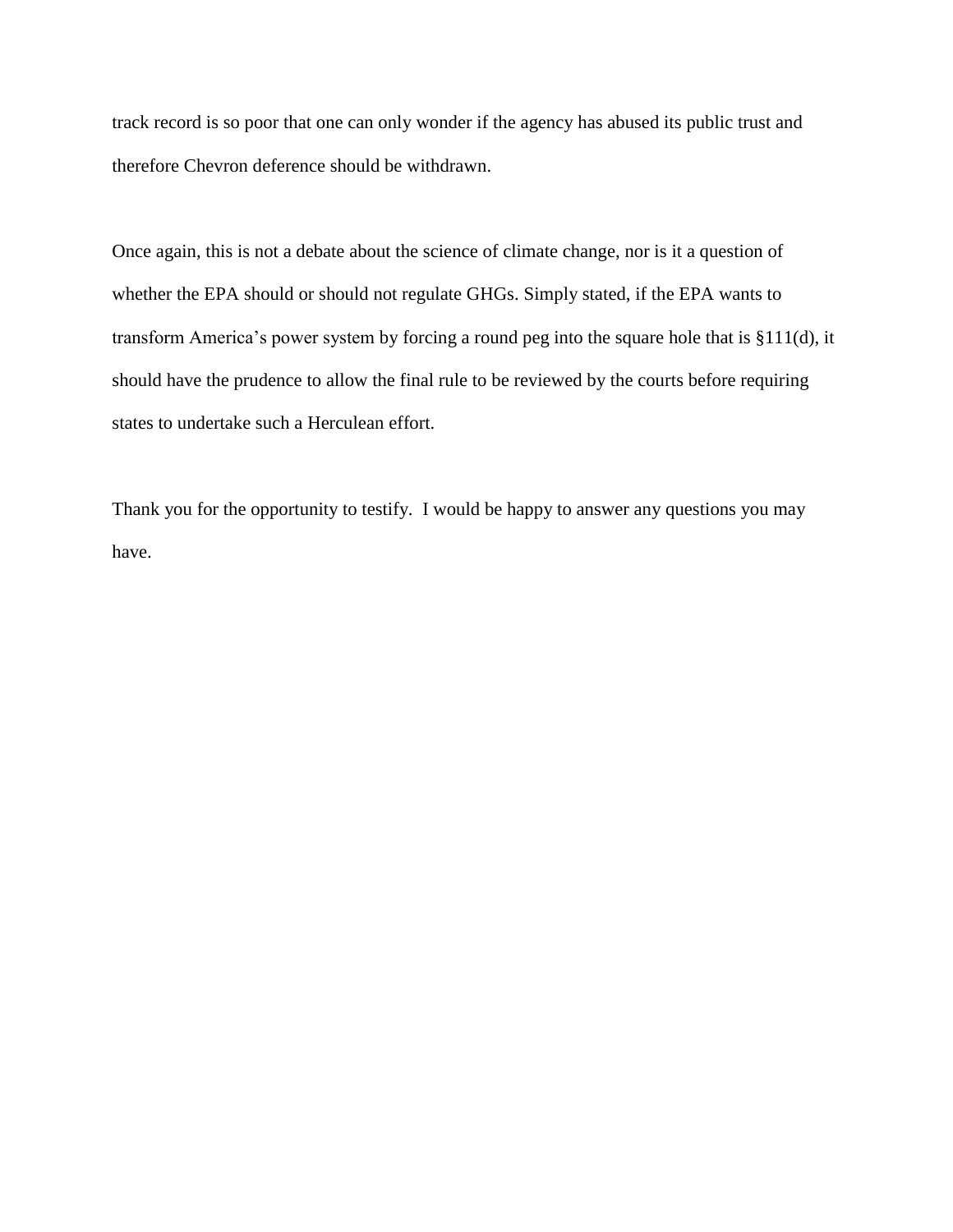track record is so poor that one can only wonder if the agency has abused its public trust and therefore Chevron deference should be withdrawn.

Once again, this is not a debate about the science of climate change, nor is it a question of whether the EPA should or should not regulate GHGs. Simply stated, if the EPA wants to transform America's power system by forcing a round peg into the square hole that is §111(d), it should have the prudence to allow the final rule to be reviewed by the courts before requiring states to undertake such a Herculean effort.

Thank you for the opportunity to testify. I would be happy to answer any questions you may have.